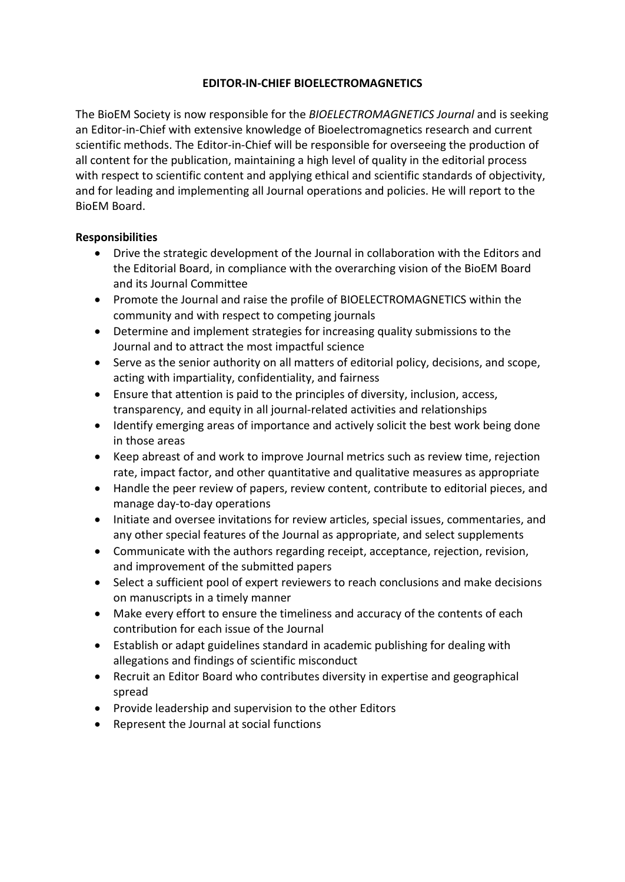# EDITOR-IN-CHIEF BIOELECTROMAGNETICS

The BioEM Society is now responsible for the *BIOELECTROMAGNETICS Journal* and is seeking an Editor-in-Chief with extensive knowledge of Bioelectromagnetics research and current scientific methods. The Editor-in-Chief will be responsible for overseeing the production of all content for the publication, maintaining a high level of quality in the editorial process with respect to scientific content and applying ethical and scientific standards of objectivity, and for leading and implementing all Journal operations and policies. He will report to the BioEM Board.

**Responsibilities**

- Drive the strategic development of the Journal in collaboration with the Editors and the Editorial Board, in compliance with the overarching vision of the BioEM Board and its Journal Committee
- Promote the Journal and raise the profile of BIOELECTROMAGNETICS within the community and with respect to competing journals
- Determine and implement strategies for increasing quality submissions to the Journal and to attract the most impactful science
- Serve as the senior authority on all matters of editorial policy, decisions, and scope, acting with impartiality, confidentiality, and fairness
- Ensure that attention is paid to the principles of diversity, inclusion, access, transparency, and equity in all journal-related activities and relationships
- Identify emerging areas of importance and actively solicit the best work being done in those areas
- Keep abreast of and work to improve Journal metrics such as review time, rejection rate, impact factor, and other quantitative and qualitative measures as appropriate
- Handle the peer review of papers, review content, contribute to editorial pieces, and manage day-to-day operations
- Initiate and oversee invitations for review articles, special issues, commentaries, and any other special features of the Journal as appropriate, and select supplements
- Communicate with the authors regarding receipt, acceptance, rejection, revision, and improvement of the submitted papers
- Select a sufficient pool of expert reviewers to reach conclusions and make decisions on manuscripts in a timely manner
- Make every effort to ensure the timeliness and accuracy of the contents of each contribution for each issue of the Journal
- Establish or adapt guidelines standard in academic publishing for dealing with allegations and findings of scientific misconduct
- Recruit an Editor Board who contributes diversity in expertise and geographical spread
- Provide leadership and supervision to the other Editors
- Represent the Journal at social functions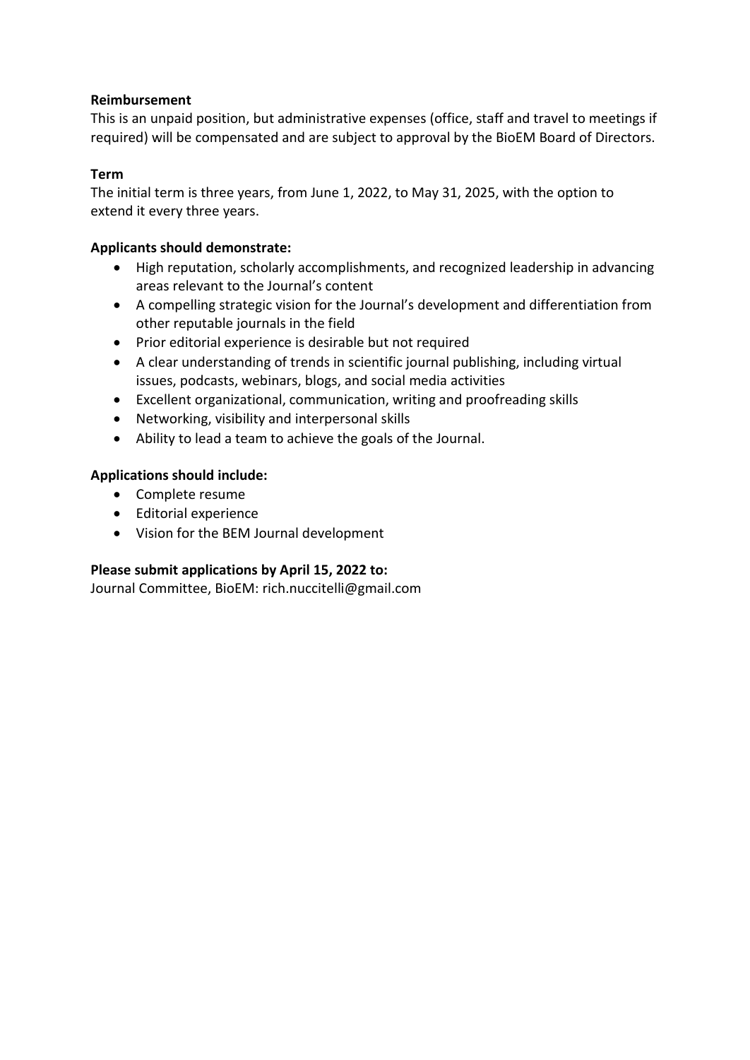**Reimbursement**

This is an unpaid position, but administrative expenses (office, staff and travel to meetings if required) will be compensated and are subject to approval by the BioEM Board of Directors.

**Term**

The initial term is three years, from June 1, 2022, to May 31, 2025, with the option to extend it every three years.

**Applicants should demonstrate:**

- High reputation, scholarly accomplishments, and recognized leadership in advancing areas relevant to the Journal's content
- A compelling strategic vision for the Journal's development and differentiation from other reputable journals in the field
- Prior editorial experience is desirable but not required
- A clear understanding of trends in scientific journal publishing, including virtual issues, podcasts, webinars, blogs, and social media activities
- Excellent organizational, communication, writing and proofreading skills
- Networking, visibility and interpersonal skills
- Ability to lead a team to achieve the goals of the Journal.

**Applications should include:**

- Complete resume
- Editorial experience
- Vision for the BEM Journal development

**Please submit applications by April 15, 2022 to:**

Journal Committee, BioEM: rich.nuccitelli@gmail.com